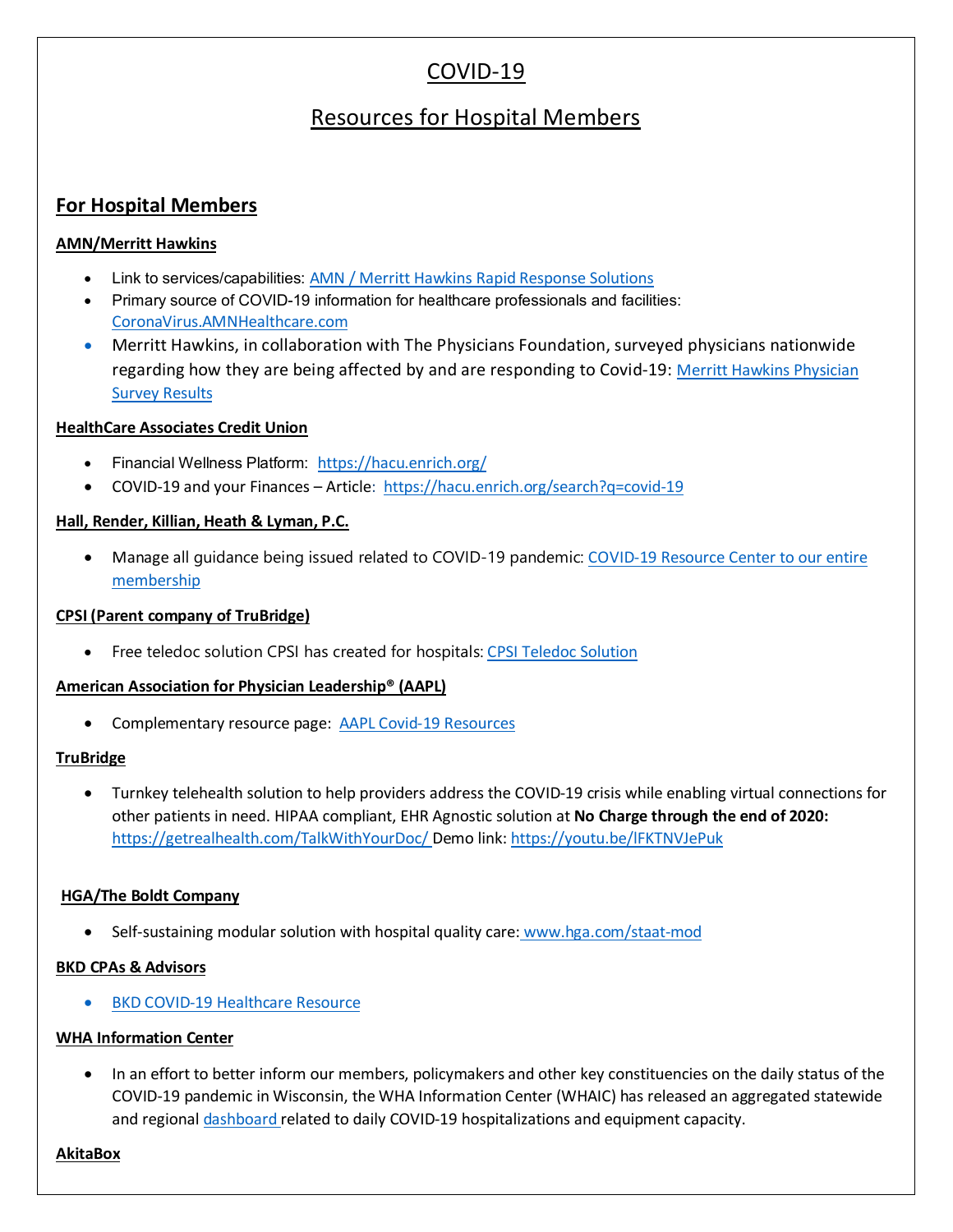# COVID-19

## Resources for Hospital Members

## For Hospital Members

**AMN/Merritt Hawkins**

- Link to services/capabilities: AMN / Merritt Hawkins Rapid Response Solutions
- Primary source of COVID-19 information for healthcare professionals and facilities: CoronaVirus.AMNHealthcare.com
- Merritt Hawkins, in collaboration with The Physicians Foundation, surveyed physicians nationwide regarding how they are being affected by and are responding to Covid-19: Merritt Hawkins Physician Survey Results

**HealthCare Associates Credit Union**

- Financial Wellness Platform: https://hacu.enrich.org/
- COVID-19 and your Finances – Article: https://hacu.enrich.org/search?q=covid-19

**Hall, Render, Killian, Heath & Lyman, P.C.**

- Manage all guidance being issued related to COVID-19 pandemic: COVID-19 Resource Center to our entire membership

**CPSI (Parent company of TruBridge)**

- Free teledoc solution CPSI has created for hospitals: CPSI Teledoc Solution

**American Association for Physician Leadership® (AAPL)**

- Complementary resource page: AAPL Covid-19 Resources

**TruBridge**

- Turnkey telehealth solution to help providers address the COVID-19 crisis while enabling virtual connections for other patients in need. HIPAA compliant, EHR Agnostic solution at **No Charge through the end of 2020:** https://getrealhealth.com/TalkWithYourDoc/ Demo link: https://youtu.be/lFKTNVJePuk

**HGA/The Boldt Company**

- Self-sustaining modular solution with hospital quality care: www.hga.com/staat-mod

**BKD CPAs & Advisors**

- BKD COVID-19 Healthcare Resource

**WHA Information Center**

- In an effort to better inform our members, policymakers and other key constituencies on the daily status of the COVID-19 pandemic in Wisconsin, the WHA Information Center (WHAIC) has released an aggregated statewide and regional dashboard related to daily COVID-19 hospitalizations and equipment capacity.

**AkitaBox**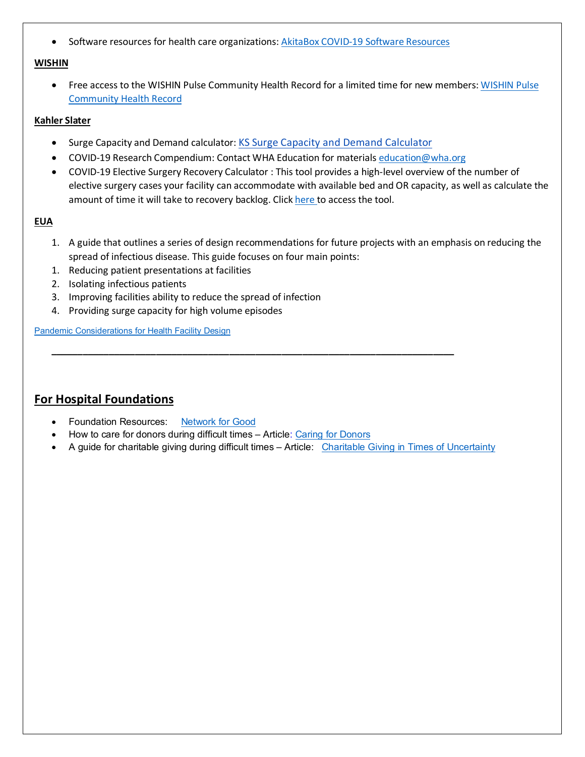- Software resources for health care organizations: AkitaBox COVID-19 Software Resources

**WISHIN**

- Free access to the WISHIN Pulse Community Health Record for a limited time for new members: WISHIN Pulse Community Health Record

**Kahler Slater**

- Surge Capacity and Demand calculator: KS Surge Capacity and Demand Calculator
- COVID-19 Research Compendium: Contact WHA Education for materials education@wha.org
- COVID-19 Elective Surgery Recovery Calculator : This tool provides a high-level overview of the number of elective surgery cases your facility can accommodate with available bed and OR capacity, as well as calculate the amount of time it will take to recovery backlog. Click here to access the tool.

**EUA**

1. A guide that outlines a series of design recommendations for future projects with an emphasis on reducing the spread of infectious disease. This guide focuses on four main points:
1. Reducing patient presentations at facilities
2. Isolating infectious patients
3. Improving facilities ability to reduce the spread of infection
4. Providing surge capacity for high volume episodes

Pandemic Considerations for Health Facility Design

---

## For Hospital Foundations

- Foundation Resources: Network for Good
- How to care for donors during difficult times – Article: Caring for Donors
- A guide for charitable giving during difficult times – Article: Charitable Giving in Times of Uncertainty